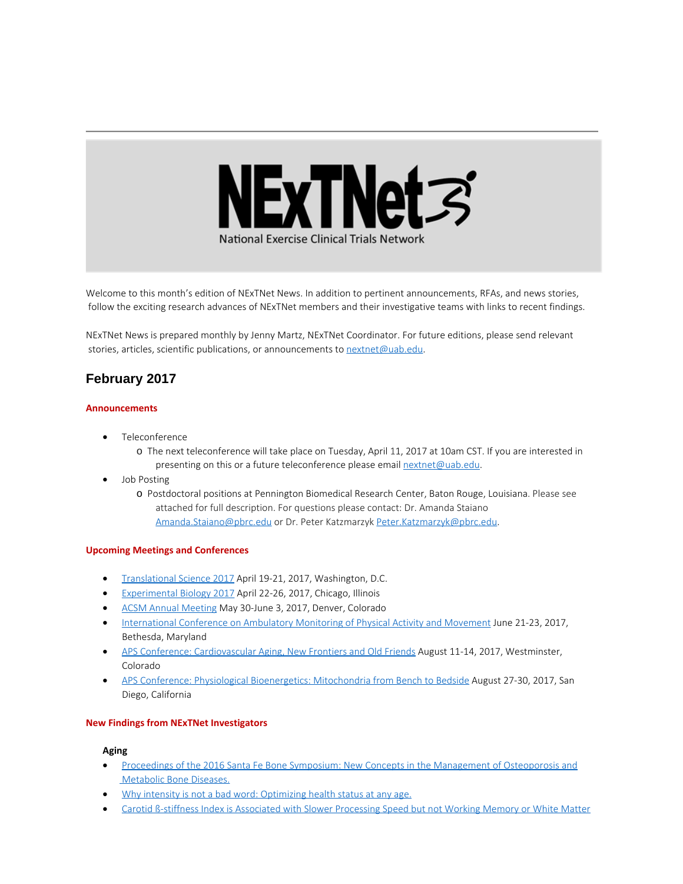# NExTNet

National Exercise Clinical Trials Network

Welcome to this month's edition of NExTNet News. In addition to pertinent announcements, RFAs, and news stories, follow the exciting research advances of NExTNet members and their investigative teams with links to recent findings.

NExTNet News is prepared monthly by Jenny Martz, NExTNet Coordinator. For future editions, please send relevant stories, articles, scientific publications, or announcements to nextnet@uab.edu.

## February 2017

### Announcements

- Teleconference
  - The next teleconference will take place on Tuesday, April 11, 2017 at 10am CST. If you are interested in presenting on this or a future teleconference please email nextnet@uab.edu.
- Job Posting
  - Postdoctoral positions at Pennington Biomedical Research Center, Baton Rouge, Louisiana. Please see attached for full description. For questions please contact: Dr. Amanda Staiano Amanda.Staiano@pbrc.edu or Dr. Peter Katzmarzyk Peter.Katzmarzyk@pbrc.edu.

### Upcoming Meetings and Conferences

- Translational Science 2017 April 19-21, 2017, Washington, D.C.
- Experimental Biology 2017 April 22-26, 2017, Chicago, Illinois
- ACSM Annual Meeting May 30-June 3, 2017, Denver, Colorado
- International Conference on Ambulatory Monitoring of Physical Activity and Movement June 21-23, 2017, Bethesda, Maryland
- APS Conference: Cardiovascular Aging, New Frontiers and Old Friends August 11-14, 2017, Westminster, Colorado
- APS Conference: Physiological Bioenergetics: Mitochondria from Bench to Bedside August 27-30, 2017, San Diego, California

### New Findings from NExTNet Investigators

**Aging**

- Proceedings of the 2016 Santa Fe Bone Symposium: New Concepts in the Management of Osteoporosis and Metabolic Bone Diseases.
- Why intensity is not a bad word: Optimizing health status at any age.
- Carotid ß-stiffness Index is Associated with Slower Processing Speed but not Working Memory or White Matter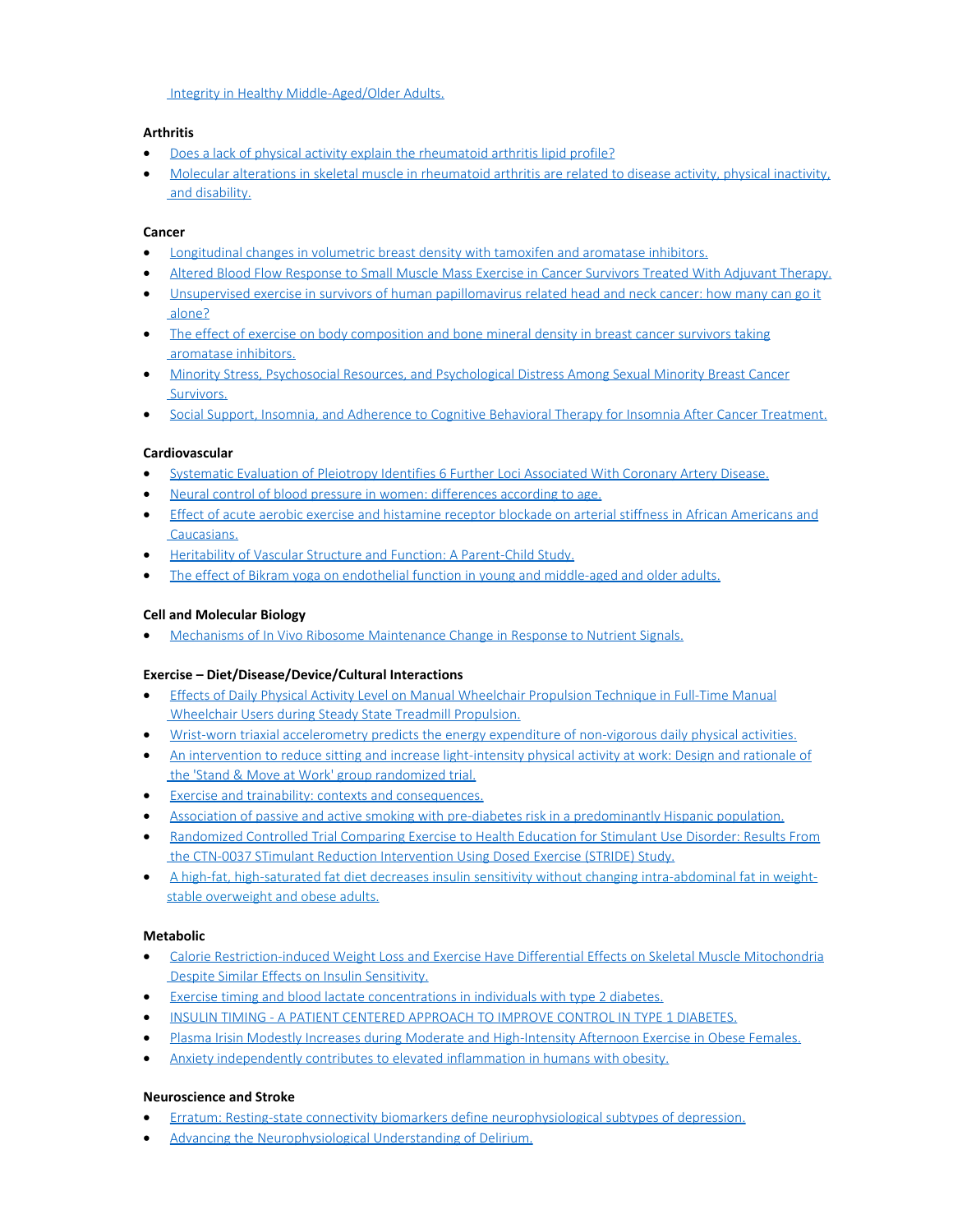Integrity in Healthy Middle-Aged/Older Adults.

**Arthritis**

- Does a lack of physical activity explain the rheumatoid arthritis lipid profile?
- Molecular alterations in skeletal muscle in rheumatoid arthritis are related to disease activity, physical inactivity, and disability.

**Cancer**

- Longitudinal changes in volumetric breast density with tamoxifen and aromatase inhibitors.
- Altered Blood Flow Response to Small Muscle Mass Exercise in Cancer Survivors Treated With Adjuvant Therapy.
- Unsupervised exercise in survivors of human papillomavirus related head and neck cancer: how many can go it alone?
- The effect of exercise on body composition and bone mineral density in breast cancer survivors taking aromatase inhibitors.
- Minority Stress, Psychosocial Resources, and Psychological Distress Among Sexual Minority Breast Cancer Survivors.
- Social Support, Insomnia, and Adherence to Cognitive Behavioral Therapy for Insomnia After Cancer Treatment.

**Cardiovascular**

- Systematic Evaluation of Pleiotropy Identifies 6 Further Loci Associated With Coronary Artery Disease.
- Neural control of blood pressure in women: differences according to age.
- Effect of acute aerobic exercise and histamine receptor blockade on arterial stiffness in African Americans and Caucasians.
- Heritability of Vascular Structure and Function: A Parent-Child Study.
- The effect of Bikram yoga on endothelial function in young and middle-aged and older adults.

**Cell and Molecular Biology**

- Mechanisms of In Vivo Ribosome Maintenance Change in Response to Nutrient Signals.

**Exercise – Diet/Disease/Device/Cultural Interactions**

- Effects of Daily Physical Activity Level on Manual Wheelchair Propulsion Technique in Full-Time Manual Wheelchair Users during Steady State Treadmill Propulsion.
- Wrist-worn triaxial accelerometry predicts the energy expenditure of non-vigorous daily physical activities.
- An intervention to reduce sitting and increase light-intensity physical activity at work: Design and rationale of the 'Stand & Move at Work' group randomized trial.
- Exercise and trainability: contexts and consequences.
- Association of passive and active smoking with pre-diabetes risk in a predominantly Hispanic population.
- Randomized Controlled Trial Comparing Exercise to Health Education for Stimulant Use Disorder: Results From the CTN-0037 STimulant Reduction Intervention Using Dosed Exercise (STRIDE) Study.
- A high-fat, high-saturated fat diet decreases insulin sensitivity without changing intra-abdominal fat in weight-stable overweight and obese adults.

**Metabolic**

- Calorie Restriction-induced Weight Loss and Exercise Have Differential Effects on Skeletal Muscle Mitochondria Despite Similar Effects on Insulin Sensitivity.
- Exercise timing and blood lactate concentrations in individuals with type 2 diabetes.
- INSULIN TIMING - A PATIENT CENTERED APPROACH TO IMPROVE CONTROL IN TYPE 1 DIABETES.
- Plasma Irisin Modestly Increases during Moderate and High-Intensity Afternoon Exercise in Obese Females.
- Anxiety independently contributes to elevated inflammation in humans with obesity.

**Neuroscience and Stroke**

- Erratum: Resting-state connectivity biomarkers define neurophysiological subtypes of depression.
- Advancing the Neurophysiological Understanding of Delirium.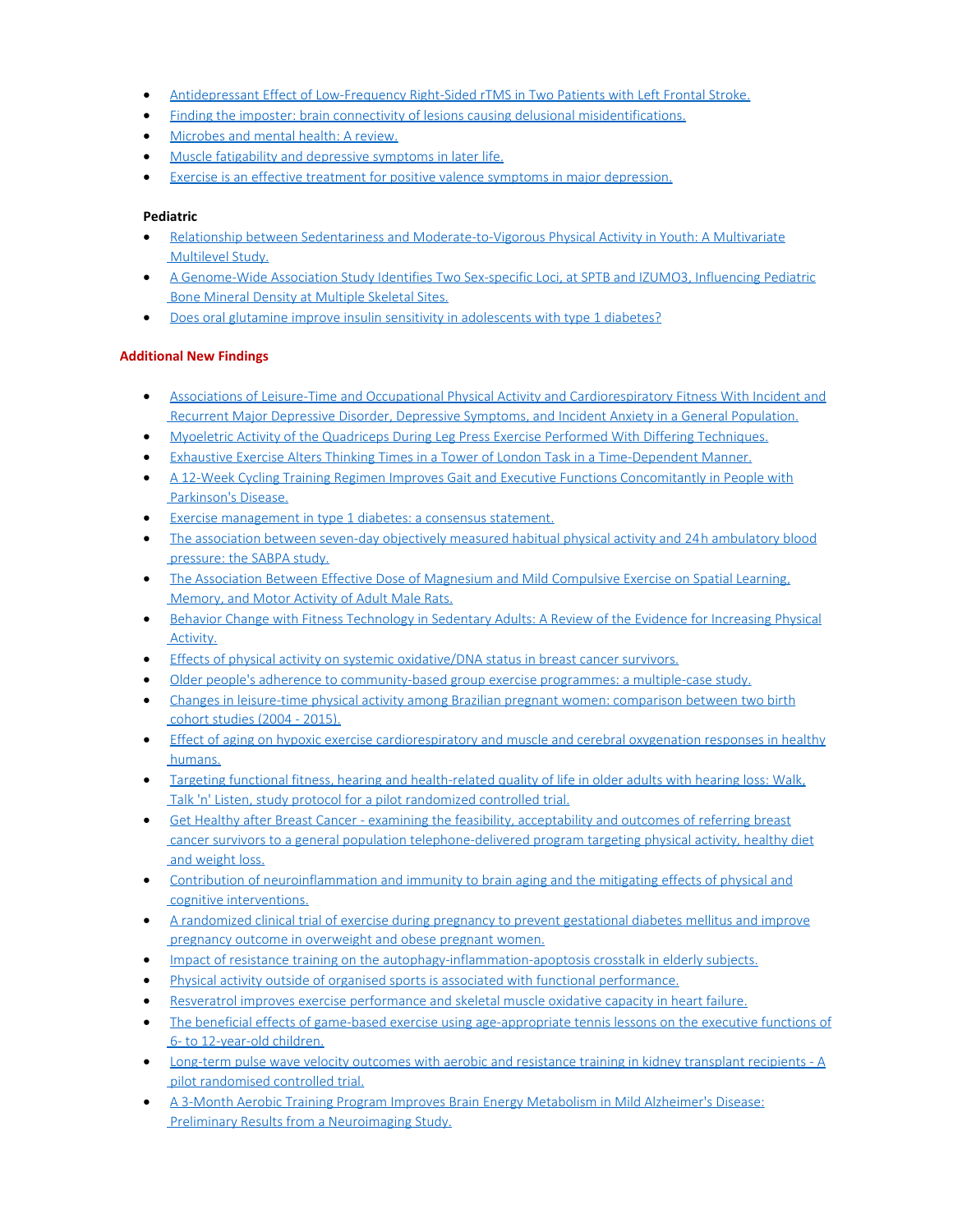- Antidepressant Effect of Low-Frequency Right-Sided rTMS in Two Patients with Left Frontal Stroke.
- Finding the imposter: brain connectivity of lesions causing delusional misidentifications.
- Microbes and mental health: A review.
- Muscle fatigability and depressive symptoms in later life.
- Exercise is an effective treatment for positive valence symptoms in major depression.

**Pediatric**

- Relationship between Sedentariness and Moderate-to-Vigorous Physical Activity in Youth: A Multivariate Multilevel Study.
- A Genome-Wide Association Study Identifies Two Sex-specific Loci, at SPTB and IZUMO3, Influencing Pediatric Bone Mineral Density at Multiple Skeletal Sites.
- Does oral glutamine improve insulin sensitivity in adolescents with type 1 diabetes?

**Additional New Findings**

- Associations of Leisure-Time and Occupational Physical Activity and Cardiorespiratory Fitness With Incident and Recurrent Major Depressive Disorder, Depressive Symptoms, and Incident Anxiety in a General Population.
- Myoeletric Activity of the Quadriceps During Leg Press Exercise Performed With Differing Techniques.
- Exhaustive Exercise Alters Thinking Times in a Tower of London Task in a Time-Dependent Manner.
- A 12-Week Cycling Training Regimen Improves Gait and Executive Functions Concomitantly in People with Parkinson's Disease.
- Exercise management in type 1 diabetes: a consensus statement.
- The association between seven-day objectively measured habitual physical activity and 24 h ambulatory blood pressure: the SABPA study.
- The Association Between Effective Dose of Magnesium and Mild Compulsive Exercise on Spatial Learning, Memory, and Motor Activity of Adult Male Rats.
- Behavior Change with Fitness Technology in Sedentary Adults: A Review of the Evidence for Increasing Physical Activity.
- Effects of physical activity on systemic oxidative/DNA status in breast cancer survivors.
- Older people's adherence to community-based group exercise programmes: a multiple-case study.
- Changes in leisure-time physical activity among Brazilian pregnant women: comparison between two birth cohort studies (2004 - 2015).
- Effect of aging on hypoxic exercise cardiorespiratory and muscle and cerebral oxygenation responses in healthy humans.
- Targeting functional fitness, hearing and health-related quality of life in older adults with hearing loss: Walk, Talk 'n' Listen, study protocol for a pilot randomized controlled trial.
- Get Healthy after Breast Cancer - examining the feasibility, acceptability and outcomes of referring breast cancer survivors to a general population telephone-delivered program targeting physical activity, healthy diet and weight loss.
- Contribution of neuroinflammation and immunity to brain aging and the mitigating effects of physical and cognitive interventions.
- A randomized clinical trial of exercise during pregnancy to prevent gestational diabetes mellitus and improve pregnancy outcome in overweight and obese pregnant women.
- Impact of resistance training on the autophagy-inflammation-apoptosis crosstalk in elderly subjects.
- Physical activity outside of organised sports is associated with functional performance.
- Resveratrol improves exercise performance and skeletal muscle oxidative capacity in heart failure.
- The beneficial effects of game-based exercise using age-appropriate tennis lessons on the executive functions of 6- to 12-year-old children.
- Long-term pulse wave velocity outcomes with aerobic and resistance training in kidney transplant recipients - A pilot randomised controlled trial.
- A 3-Month Aerobic Training Program Improves Brain Energy Metabolism in Mild Alzheimer's Disease: Preliminary Results from a Neuroimaging Study.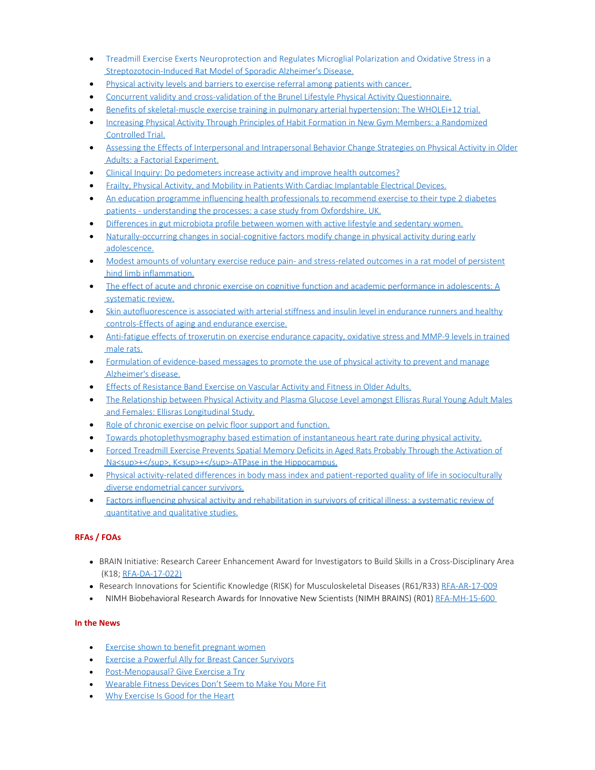- Treadmill Exercise Exerts Neuroprotection and Regulates Microglial Polarization and Oxidative Stress in a Streptozotocin-Induced Rat Model of Sporadic Alzheimer's Disease.
- Physical activity levels and barriers to exercise referral among patients with cancer.
- Concurrent validity and cross-validation of the Brunel Lifestyle Physical Activity Questionnaire.
- Benefits of skeletal-muscle exercise training in pulmonary arterial hypertension: The WHOLEi+12 trial.
- Increasing Physical Activity Through Principles of Habit Formation in New Gym Members: a Randomized Controlled Trial.
- Assessing the Effects of Interpersonal and Intrapersonal Behavior Change Strategies on Physical Activity in Older Adults: a Factorial Experiment.
- Clinical Inquiry: Do pedometers increase activity and improve health outcomes?
- Frailty, Physical Activity, and Mobility in Patients With Cardiac Implantable Electrical Devices.
- An education programme influencing health professionals to recommend exercise to their type 2 diabetes patients - understanding the processes: a case study from Oxfordshire, UK.
- Differences in gut microbiota profile between women with active lifestyle and sedentary women.
- Naturally-occurring changes in social-cognitive factors modify change in physical activity during early adolescence.
- Modest amounts of voluntary exercise reduce pain- and stress-related outcomes in a rat model of persistent hind limb inflammation.
- The effect of acute and chronic exercise on cognitive function and academic performance in adolescents: A systematic review.
- Skin autofluorescence is associated with arterial stiffness and insulin level in endurance runners and healthy controls-Effects of aging and endurance exercise.
- Anti-fatigue effects of troxerutin on exercise endurance capacity, oxidative stress and MMP-9 levels in trained male rats.
- Formulation of evidence-based messages to promote the use of physical activity to prevent and manage Alzheimer's disease.
- Effects of Resistance Band Exercise on Vascular Activity and Fitness in Older Adults.
- The Relationship between Physical Activity and Plasma Glucose Level amongst Ellisras Rural Young Adult Males and Females: Ellisras Longitudinal Study.
- Role of chronic exercise on pelvic floor support and function.
- Towards photoplethysmography based estimation of instantaneous heart rate during physical activity.
- Forced Treadmill Exercise Prevents Spatial Memory Deficits in Aged Rats Probably Through the Activation of Na<sup>+</sup>, K<sup>+</sup>-ATPase in the Hippocampus.
- Physical activity-related differences in body mass index and patient-reported quality of life in socioculturally diverse endometrial cancer survivors.
- Factors influencing physical activity and rehabilitation in survivors of critical illness: a systematic review of quantitative and qualitative studies.

## RFAs / FOAs

- BRAIN Initiative: Research Career Enhancement Award for Investigators to Build Skills in a Cross-Disciplinary Area (K18; RFA-DA-17-022)
- Research Innovations for Scientific Knowledge (RISK) for Musculoskeletal Diseases (R61/R33) RFA-AR-17-009
- NIMH Biobehavioral Research Awards for Innovative New Scientists (NIMH BRAINS) (R01) RFA-MH-15-600

## In the News

- Exercise shown to benefit pregnant women
- Exercise a Powerful Ally for Breast Cancer Survivors
- Post-Menopausal? Give Exercise a Try
- Wearable Fitness Devices Don't Seem to Make You More Fit
- Why Exercise Is Good for the Heart